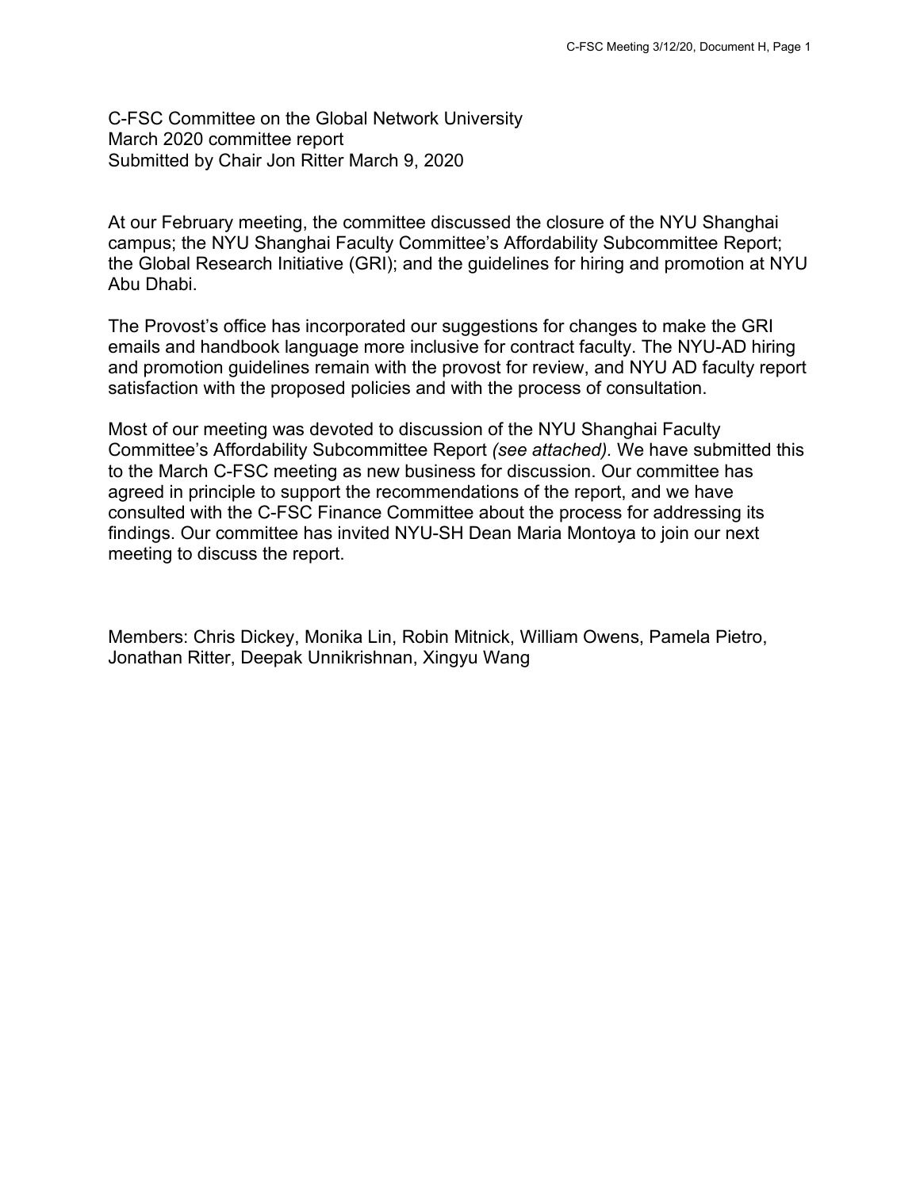C-FSC Committee on the Global Network University
March 2020 committee report
Submitted by Chair Jon Ritter March 9, 2020

At our February meeting, the committee discussed the closure of the NYU Shanghai campus; the NYU Shanghai Faculty Committee's Affordability Subcommittee Report; the Global Research Initiative (GRI); and the guidelines for hiring and promotion at NYU Abu Dhabi.

The Provost's office has incorporated our suggestions for changes to make the GRI emails and handbook language more inclusive for contract faculty. The NYU-AD hiring and promotion guidelines remain with the provost for review, and NYU AD faculty report satisfaction with the proposed policies and with the process of consultation.

Most of our meeting was devoted to discussion of the NYU Shanghai Faculty Committee's Affordability Subcommittee Report *(see attached)*. We have submitted this to the March C-FSC meeting as new business for discussion. Our committee has agreed in principle to support the recommendations of the report, and we have consulted with the C-FSC Finance Committee about the process for addressing its findings. Our committee has invited NYU-SH Dean Maria Montoya to join our next meeting to discuss the report.

Members: Chris Dickey, Monika Lin, Robin Mitnick, William Owens, Pamela Pietro, Jonathan Ritter, Deepak Unnikrishnan, Xingyu Wang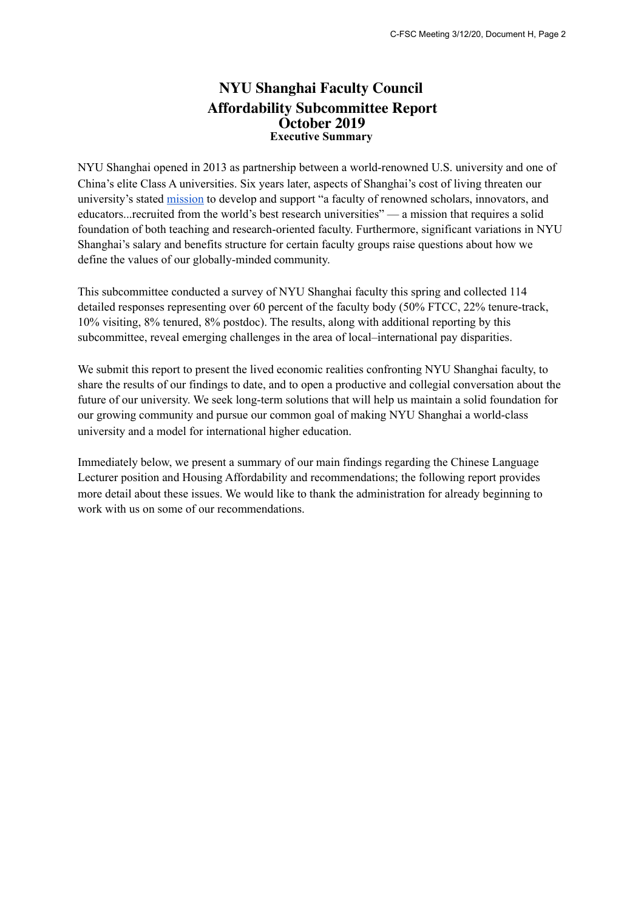# NYU Shanghai Faculty Council
# Affordability Subcommittee Report
# October 2019
### Executive Summary

NYU Shanghai opened in 2013 as partnership between a world-renowned U.S. university and one of China's elite Class A universities. Six years later, aspects of Shanghai's cost of living threaten our university's stated mission to develop and support "a faculty of renowned scholars, innovators, and educators...recruited from the world's best research universities" — a mission that requires a solid foundation of both teaching and research-oriented faculty. Furthermore, significant variations in NYU Shanghai's salary and benefits structure for certain faculty groups raise questions about how we define the values of our globally-minded community.

This subcommittee conducted a survey of NYU Shanghai faculty this spring and collected 114 detailed responses representing over 60 percent of the faculty body (50% FTCC, 22% tenure-track, 10% visiting, 8% tenured, 8% postdoc). The results, along with additional reporting by this subcommittee, reveal emerging challenges in the area of local–international pay disparities.

We submit this report to present the lived economic realities confronting NYU Shanghai faculty, to share the results of our findings to date, and to open a productive and collegial conversation about the future of our university. We seek long-term solutions that will help us maintain a solid foundation for our growing community and pursue our common goal of making NYU Shanghai a world-class university and a model for international higher education.

Immediately below, we present a summary of our main findings regarding the Chinese Language Lecturer position and Housing Affordability and recommendations; the following report provides more detail about these issues. We would like to thank the administration for already beginning to work with us on some of our recommendations.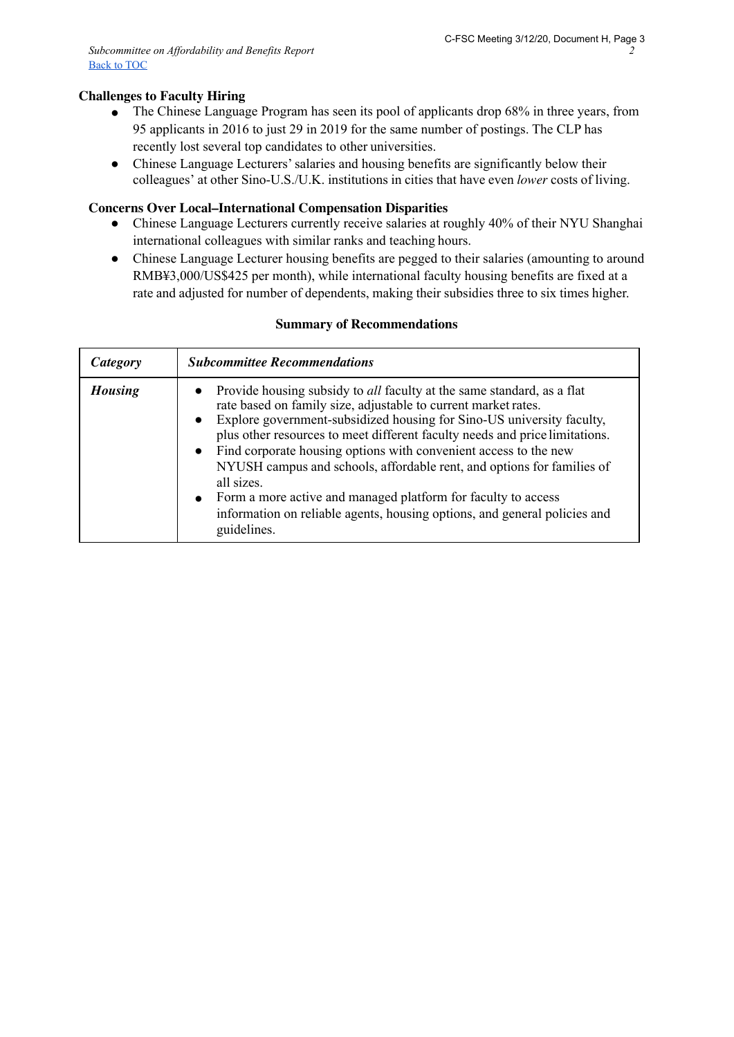**Challenges to Faculty Hiring**

- The Chinese Language Program has seen its pool of applicants drop 68% in three years, from 95 applicants in 2016 to just 29 in 2019 for the same number of postings. The CLP has recently lost several top candidates to other universities.
- Chinese Language Lecturers' salaries and housing benefits are significantly below their colleagues' at other Sino-U.S./U.K. institutions in cities that have even *lower* costs of living.

**Concerns Over Local–International Compensation Disparities**

- Chinese Language Lecturers currently receive salaries at roughly 40% of their NYU Shanghai international colleagues with similar ranks and teaching hours.
- Chinese Language Lecturer housing benefits are pegged to their salaries (amounting to around RMB¥3,000/US$425 per month), while international faculty housing benefits are fixed at a rate and adjusted for number of dependents, making their subsidies three to six times higher.

**Summary of Recommendations**

| ***Category*** | ***Subcommittee Recommendations*** |
|---|---|
| ***Housing*** | • Provide housing subsidy to *all* faculty at the same standard, as a flat rate based on family size, adjustable to current market rates.<br>• Explore government-subsidized housing for Sino-US university faculty, plus other resources to meet different faculty needs and price limitations.<br>• Find corporate housing options with convenient access to the new NYUSH campus and schools, affordable rent, and options for families of all sizes.<br>• Form a more active and managed platform for faculty to access information on reliable agents, housing options, and general policies and guidelines. |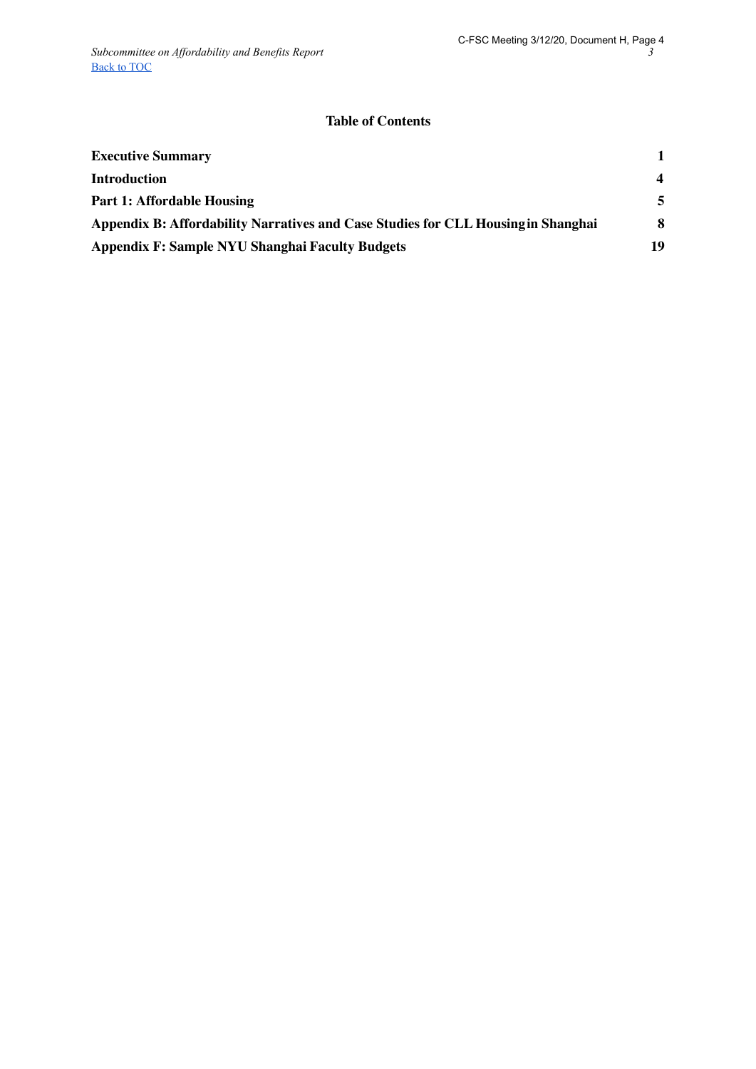## Table of Contents

| | |
|---|---|
| **Executive Summary** | **1** |
| **Introduction** | **4** |
| **Part 1: Affordable Housing** | **5** |
| **Appendix B: Affordability Narratives and Case Studies for CLL Housing in Shanghai** | **8** |
| **Appendix F: Sample NYU Shanghai Faculty Budgets** | **19** |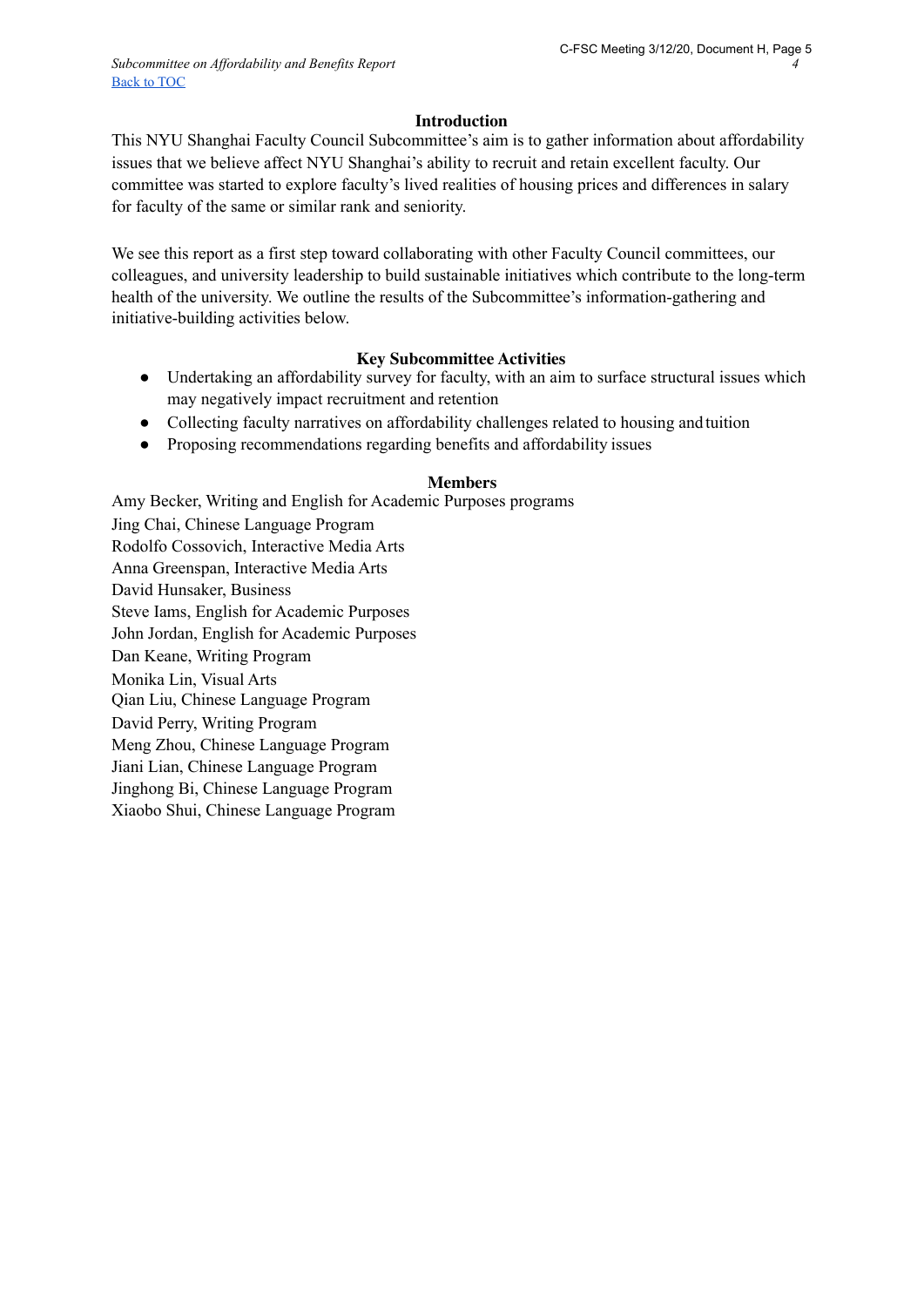## Introduction

This NYU Shanghai Faculty Council Subcommittee's aim is to gather information about affordability issues that we believe affect NYU Shanghai's ability to recruit and retain excellent faculty. Our committee was started to explore faculty's lived realities of housing prices and differences in salary for faculty of the same or similar rank and seniority.

We see this report as a first step toward collaborating with other Faculty Council committees, our colleagues, and university leadership to build sustainable initiatives which contribute to the long-term health of the university. We outline the results of the Subcommittee's information-gathering and initiative-building activities below.

## Key Subcommittee Activities

- Undertaking an affordability survey for faculty, with an aim to surface structural issues which may negatively impact recruitment and retention
- Collecting faculty narratives on affordability challenges related to housing and tuition
- Proposing recommendations regarding benefits and affordability issues

## Members

Amy Becker, Writing and English for Academic Purposes programs
Jing Chai, Chinese Language Program
Rodolfo Cossovich, Interactive Media Arts
Anna Greenspan, Interactive Media Arts
David Hunsaker, Business
Steve Iams, English for Academic Purposes
John Jordan, English for Academic Purposes
Dan Keane, Writing Program
Monika Lin, Visual Arts
Qian Liu, Chinese Language Program
David Perry, Writing Program
Meng Zhou, Chinese Language Program
Jiani Lian, Chinese Language Program
Jinghong Bi, Chinese Language Program
Xiaobo Shui, Chinese Language Program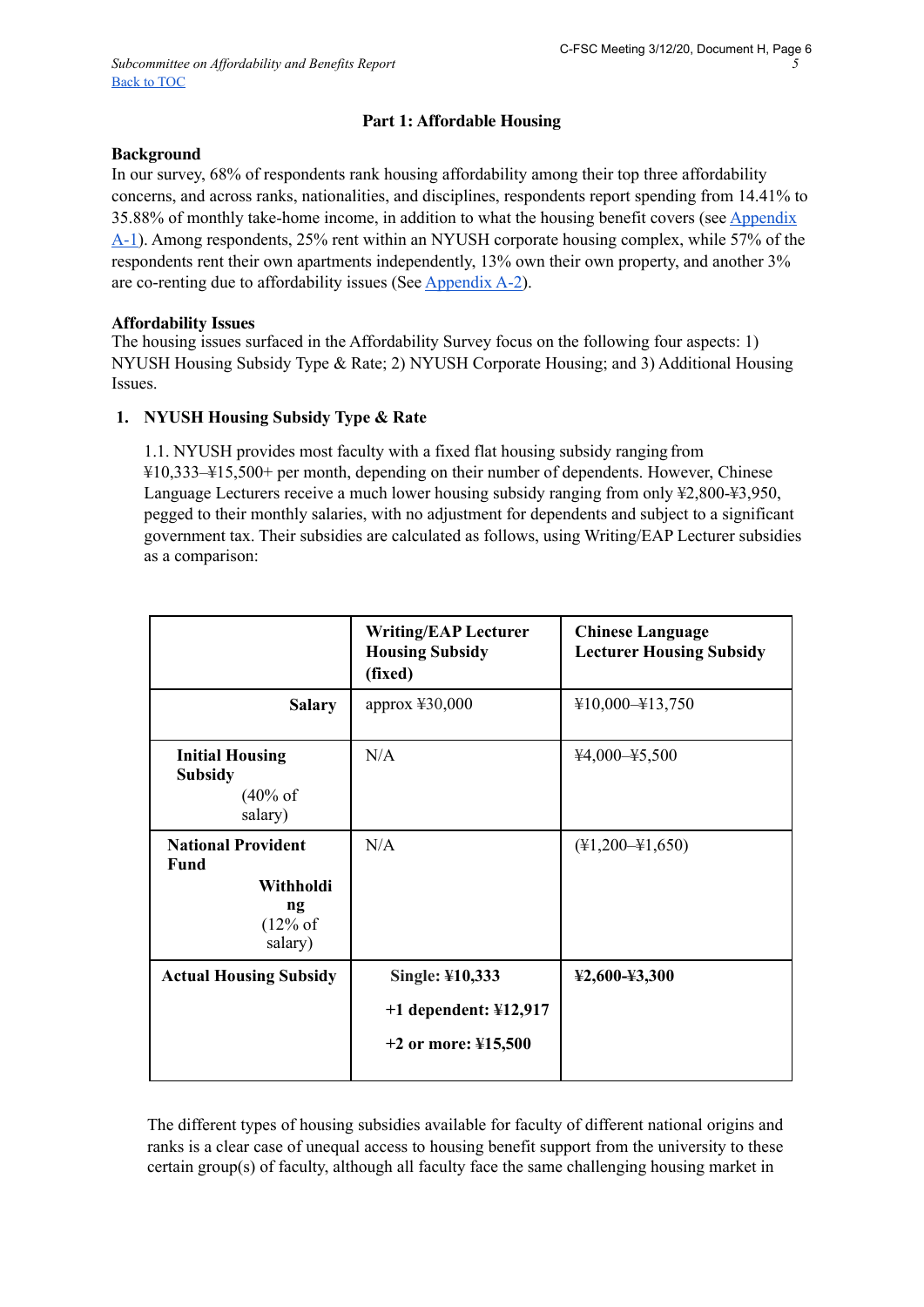[Back to TOC](#)

## Part 1: Affordable Housing

### Background

In our survey, 68% of respondents rank housing affordability among their top three affordability concerns, and across ranks, nationalities, and disciplines, respondents report spending from 14.41% to 35.88% of monthly take-home income, in addition to what the housing benefit covers (see [Appendix A-1](#)). Among respondents, 25% rent within an NYUSH corporate housing complex, while 57% of the respondents rent their own apartments independently, 13% own their own property, and another 3% are co-renting due to affordability issues (See [Appendix A-2](#)).

### Affordability Issues

The housing issues surfaced in the Affordability Survey focus on the following four aspects: 1) NYUSH Housing Subsidy Type & Rate; 2) NYUSH Corporate Housing; and 3) Additional Housing Issues.

1. **NYUSH Housing Subsidy Type & Rate**

1.1. NYUSH provides most faculty with a fixed flat housing subsidy ranging from ¥10,333–¥15,500+ per month, depending on their number of dependents. However, Chinese Language Lecturers receive a much lower housing subsidy ranging from only ¥2,800-¥3,950, pegged to their monthly salaries, with no adjustment for dependents and subject to a significant government tax. Their subsidies are calculated as follows, using Writing/EAP Lecturer subsidies as a comparison:

| | **Writing/EAP Lecturer Housing Subsidy (fixed)** | **Chinese Language Lecturer Housing Subsidy** |
|---|---|---|
| **Salary** | approx ¥30,000 | ¥10,000–¥13,750 |
| **Initial Housing Subsidy** (40% of salary) | N/A | ¥4,000–¥5,500 |
| **National Provident Fund Withholding** (12% of salary) | N/A | (¥1,200–¥1,650) |
| **Actual Housing Subsidy** | **Single: ¥10,333**<br>**+1 dependent: ¥12,917**<br>**+2 or more: ¥15,500** | **¥2,600-¥3,300** |

The different types of housing subsidies available for faculty of different national origins and ranks is a clear case of unequal access to housing benefit support from the university to these certain group(s) of faculty, although all faculty face the same challenging housing market in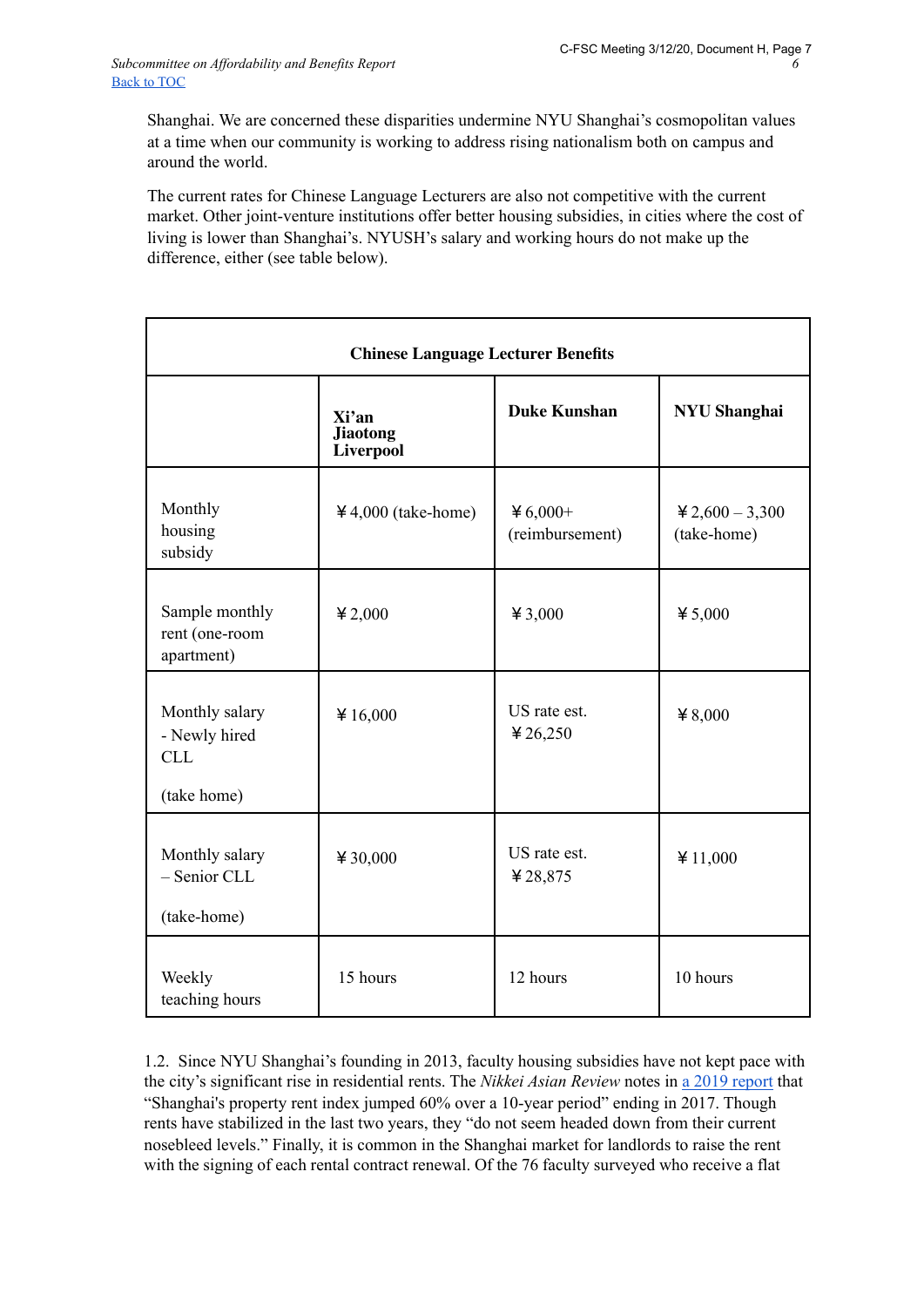Shanghai. We are concerned these disparities undermine NYU Shanghai's cosmopolitan values at a time when our community is working to address rising nationalism both on campus and around the world.

The current rates for Chinese Language Lecturers are also not competitive with the current market. Other joint-venture institutions offer better housing subsidies, in cities where the cost of living is lower than Shanghai's. NYUSH's salary and working hours do not make up the difference, either (see table below).

| Chinese Language Lecturer Benefits | | | |
|---|---|---|---|
| | **Xi'an Jiaotong Liverpool** | **Duke Kunshan** | **NYU Shanghai** |
| Monthly housing subsidy | ￥4,000 (take-home) | ￥6,000+ (reimbursement) | ￥2,600 – 3,300 (take-home) |
| Sample monthly rent (one-room apartment) | ￥2,000 | ￥3,000 | ￥5,000 |
| Monthly salary - Newly hired CLL (take home) | ￥16,000 | US rate est. ￥26,250 | ￥8,000 |
| Monthly salary – Senior CLL (take-home) | ￥30,000 | US rate est. ￥28,875 | ￥11,000 |
| Weekly teaching hours | 15 hours | 12 hours | 10 hours |

1.2. Since NYU Shanghai's founding in 2013, faculty housing subsidies have not kept pace with the city's significant rise in residential rents. The *Nikkei Asian Review* notes in [a 2019 report] that "Shanghai's property rent index jumped 60% over a 10-year period" ending in 2017. Though rents have stabilized in the last two years, they "do not seem headed down from their current nosebleed levels." Finally, it is common in the Shanghai market for landlords to raise the rent with the signing of each rental contract renewal. Of the 76 faculty surveyed who receive a flat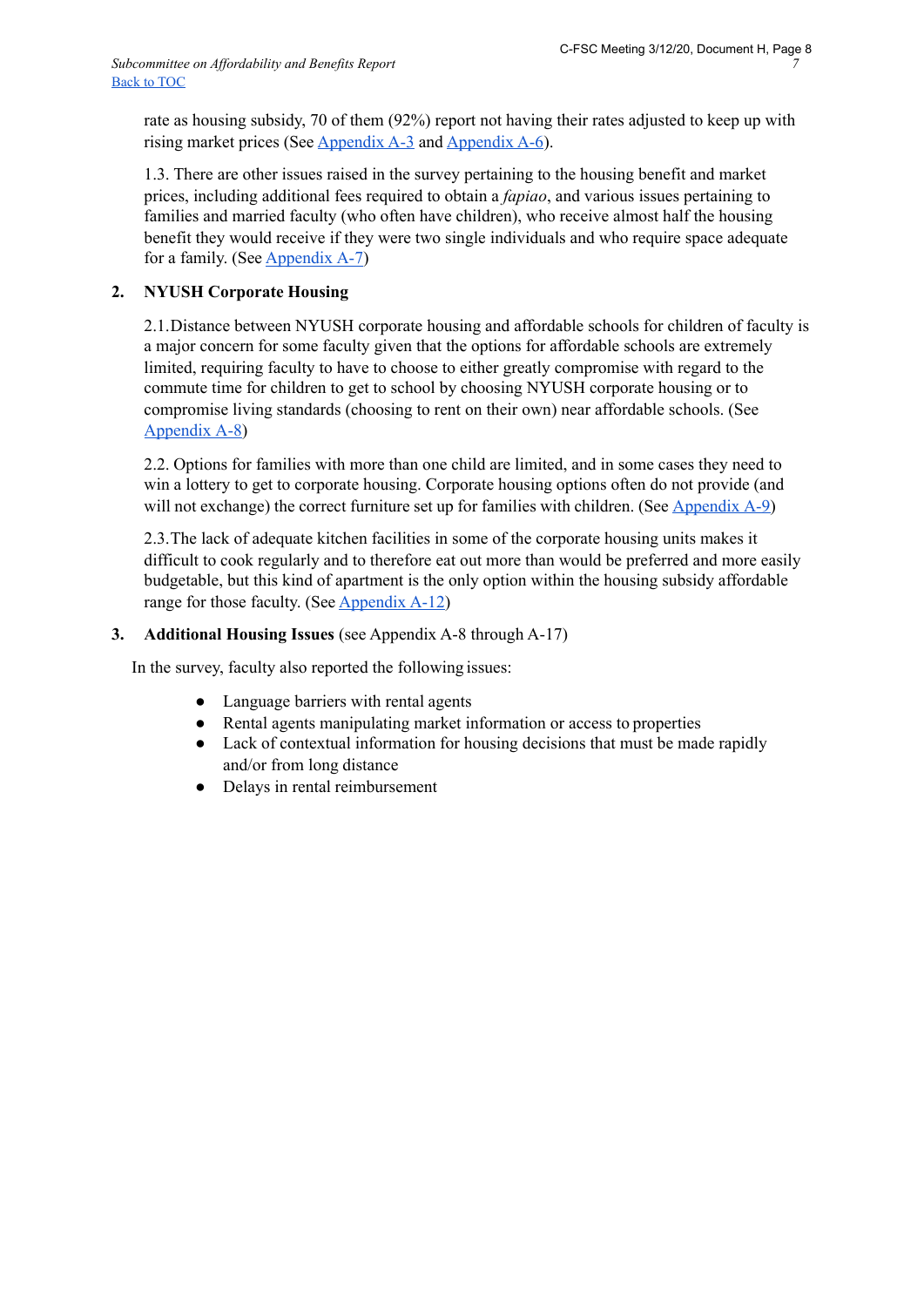rate as housing subsidy, 70 of them (92%) report not having their rates adjusted to keep up with rising market prices (See [Appendix A-3] and [Appendix A-6]).

1.3. There are other issues raised in the survey pertaining to the housing benefit and market prices, including additional fees required to obtain a *fapiao*, and various issues pertaining to families and married faculty (who often have children), who receive almost half the housing benefit they would receive if they were two single individuals and who require space adequate for a family. (See [Appendix A-7])

## 2. NYUSH Corporate Housing

2.1.Distance between NYUSH corporate housing and affordable schools for children of faculty is a major concern for some faculty given that the options for affordable schools are extremely limited, requiring faculty to have to choose to either greatly compromise with regard to the commute time for children to get to school by choosing NYUSH corporate housing or to compromise living standards (choosing to rent on their own) near affordable schools. (See [Appendix A-8])

2.2. Options for families with more than one child are limited, and in some cases they need to win a lottery to get to corporate housing. Corporate housing options often do not provide (and will not exchange) the correct furniture set up for families with children. (See [Appendix A-9])

2.3.The lack of adequate kitchen facilities in some of the corporate housing units makes it difficult to cook regularly and to therefore eat out more than would be preferred and more easily budgetable, but this kind of apartment is the only option within the housing subsidy affordable range for those faculty. (See [Appendix A-12])

## 3. Additional Housing Issues (see Appendix A-8 through A-17)

In the survey, faculty also reported the following issues:

- Language barriers with rental agents
- Rental agents manipulating market information or access to properties
- Lack of contextual information for housing decisions that must be made rapidly and/or from long distance
- Delays in rental reimbursement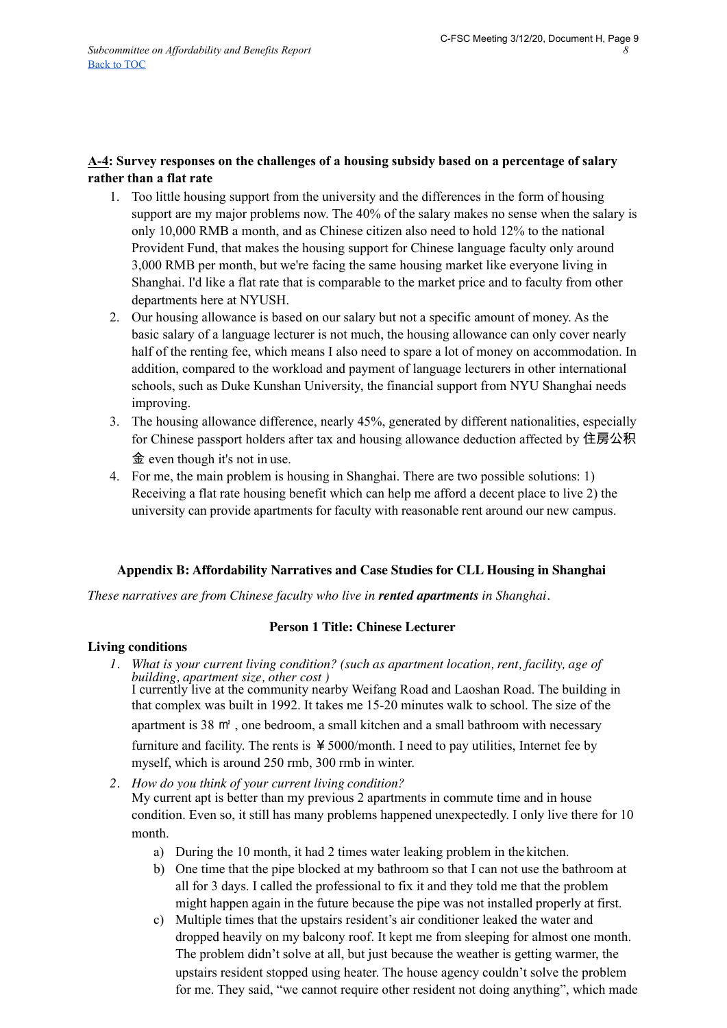**A-4: Survey responses on the challenges of a housing subsidy based on a percentage of salary rather than a flat rate**

1. Too little housing support from the university and the differences in the form of housing support are my major problems now. The 40% of the salary makes no sense when the salary is only 10,000 RMB a month, and as Chinese citizen also need to hold 12% to the national Provident Fund, that makes the housing support for Chinese language faculty only around 3,000 RMB per month, but we're facing the same housing market like everyone living in Shanghai. I'd like a flat rate that is comparable to the market price and to faculty from other departments here at NYUSH.
2. Our housing allowance is based on our salary but not a specific amount of money. As the basic salary of a language lecturer is not much, the housing allowance can only cover nearly half of the renting fee, which means I also need to spare a lot of money on accommodation. In addition, compared to the workload and payment of language lecturers in other international schools, such as Duke Kunshan University, the financial support from NYU Shanghai needs improving.
3. The housing allowance difference, nearly 45%, generated by different nationalities, especially for Chinese passport holders after tax and housing allowance deduction affected by 住房公积金 even though it's not in use.
4. For me, the main problem is housing in Shanghai. There are two possible solutions: 1) Receiving a flat rate housing benefit which can help me afford a decent place to live 2) the university can provide apartments for faculty with reasonable rent around our new campus.

## Appendix B: Affordability Narratives and Case Studies for CLL Housing in Shanghai

*These narratives are from Chinese faculty who live in* ***rented apartments*** *in Shanghai.*

### Person 1 Title: Chinese Lecturer

**Living conditions**

1. *What is your current living condition? (such as apartment location, rent, facility, age of building, apartment size, other cost )*
   I currently live at the community nearby Weifang Road and Laoshan Road. The building in that complex was built in 1992. It takes me 15-20 minutes walk to school. The size of the apartment is 38 ㎡ , one bedroom, a small kitchen and a small bathroom with necessary furniture and facility. The rents is ￥5000/month. I need to pay utilities, Internet fee by myself, which is around 250 rmb, 300 rmb in winter.
2. *How do you think of your current living condition?*
   My current apt is better than my previous 2 apartments in commute time and in house condition. Even so, it still has many problems happened unexpectedly. I only live there for 10 month.
   a) During the 10 month, it had 2 times water leaking problem in the kitchen.
   b) One time that the pipe blocked at my bathroom so that I can not use the bathroom at all for 3 days. I called the professional to fix it and they told me that the problem might happen again in the future because the pipe was not installed properly at first.
   c) Multiple times that the upstairs resident's air conditioner leaked the water and dropped heavily on my balcony roof. It kept me from sleeping for almost one month. The problem didn't solve at all, but just because the weather is getting warmer, the upstairs resident stopped using heater. The house agency couldn't solve the problem for me. They said, "we cannot require other resident not doing anything", which made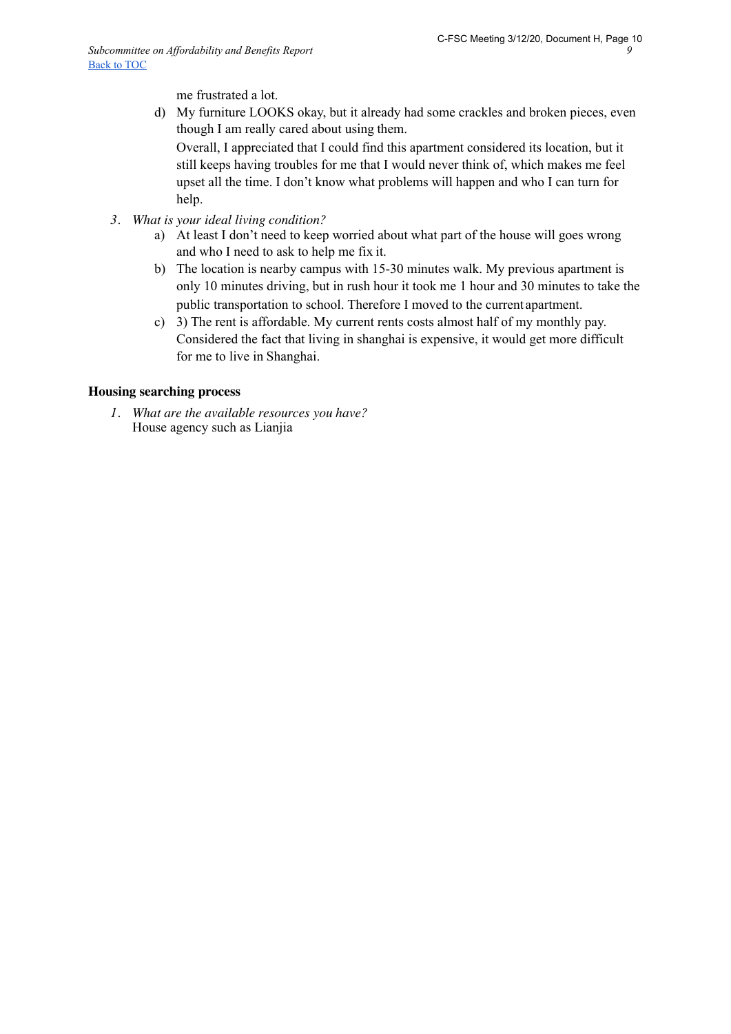me frustrated a lot.

d) My furniture LOOKS okay, but it already had some crackles and broken pieces, even though I am really cared about using them.

   Overall, I appreciated that I could find this apartment considered its location, but it still keeps having troubles for me that I would never think of, which makes me feel upset all the time. I don't know what problems will happen and who I can turn for help.

3. *What is your ideal living condition?*
   a) At least I don't need to keep worried about what part of the house will goes wrong and who I need to ask to help me fix it.
   b) The location is nearby campus with 15-30 minutes walk. My previous apartment is only 10 minutes driving, but in rush hour it took me 1 hour and 30 minutes to take the public transportation to school. Therefore I moved to the current apartment.
   c) 3) The rent is affordable. My current rents costs almost half of my monthly pay. Considered the fact that living in shanghai is expensive, it would get more difficult for me to live in Shanghai.

**Housing searching process**

1. *What are the available resources you have?*
   House agency such as Lianjia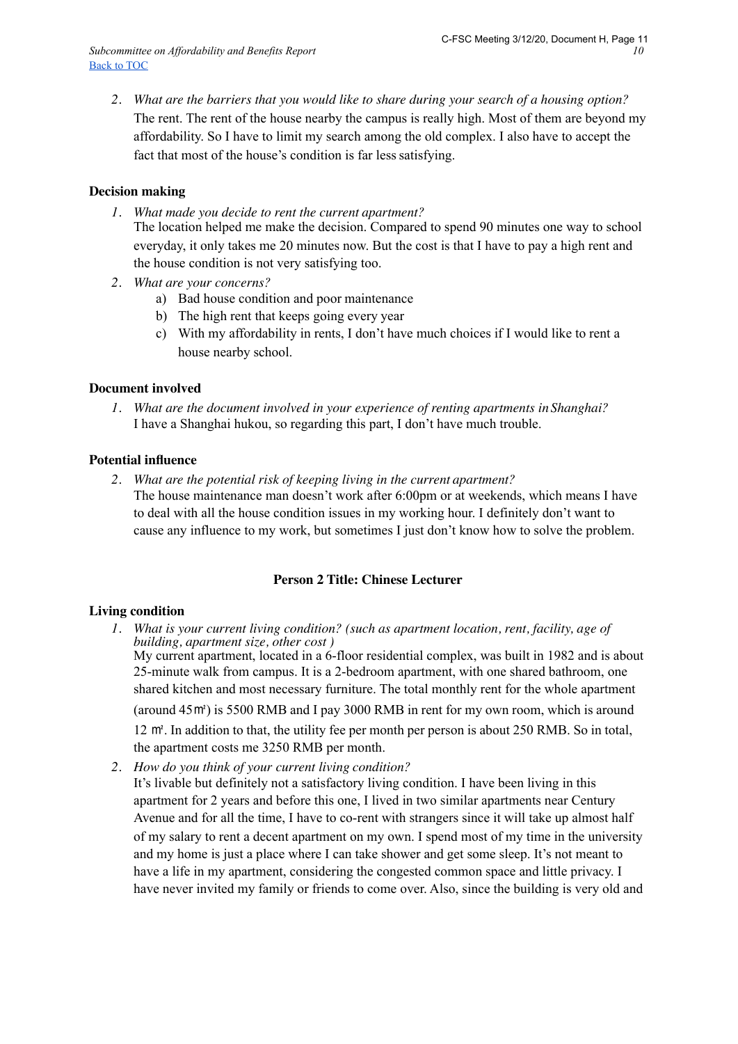2. *What are the barriers that you would like to share during your search of a housing option?*
   The rent. The rent of the house nearby the campus is really high. Most of them are beyond my affordability. So I have to limit my search among the old complex. I also have to accept the fact that most of the house's condition is far less satisfying.

**Decision making**

1. *What made you decide to rent the current apartment?*
   The location helped me make the decision. Compared to spend 90 minutes one way to school everyday, it only takes me 20 minutes now. But the cost is that I have to pay a high rent and the house condition is not very satisfying too.
2. *What are your concerns?*
   a) Bad house condition and poor maintenance
   b) The high rent that keeps going every year
   c) With my affordability in rents, I don't have much choices if I would like to rent a house nearby school.

**Document involved**

1. *What are the document involved in your experience of renting apartments in Shanghai?*
   I have a Shanghai hukou, so regarding this part, I don't have much trouble.

**Potential influence**

2. *What are the potential risk of keeping living in the current apartment?*
   The house maintenance man doesn't work after 6:00pm or at weekends, which means I have to deal with all the house condition issues in my working hour. I definitely don't want to cause any influence to my work, but sometimes I just don't know how to solve the problem.

**Person 2 Title: Chinese Lecturer**

**Living condition**

1. *What is your current living condition? (such as apartment location, rent, facility, age of building, apartment size, other cost )*
   My current apartment, located in a 6-floor residential complex, was built in 1982 and is about 25-minute walk from campus. It is a 2-bedroom apartment, with one shared bathroom, one shared kitchen and most necessary furniture. The total monthly rent for the whole apartment (around 45㎡) is 5500 RMB and I pay 3000 RMB in rent for my own room, which is around 12 ㎡. In addition to that, the utility fee per month per person is about 250 RMB. So in total, the apartment costs me 3250 RMB per month.
2. *How do you think of your current living condition?*
   It's livable but definitely not a satisfactory living condition. I have been living in this apartment for 2 years and before this one, I lived in two similar apartments near Century Avenue and for all the time, I have to co-rent with strangers since it will take up almost half of my salary to rent a decent apartment on my own. I spend most of my time in the university and my home is just a place where I can take shower and get some sleep. It's not meant to have a life in my apartment, considering the congested common space and little privacy. I have never invited my family or friends to come over. Also, since the building is very old and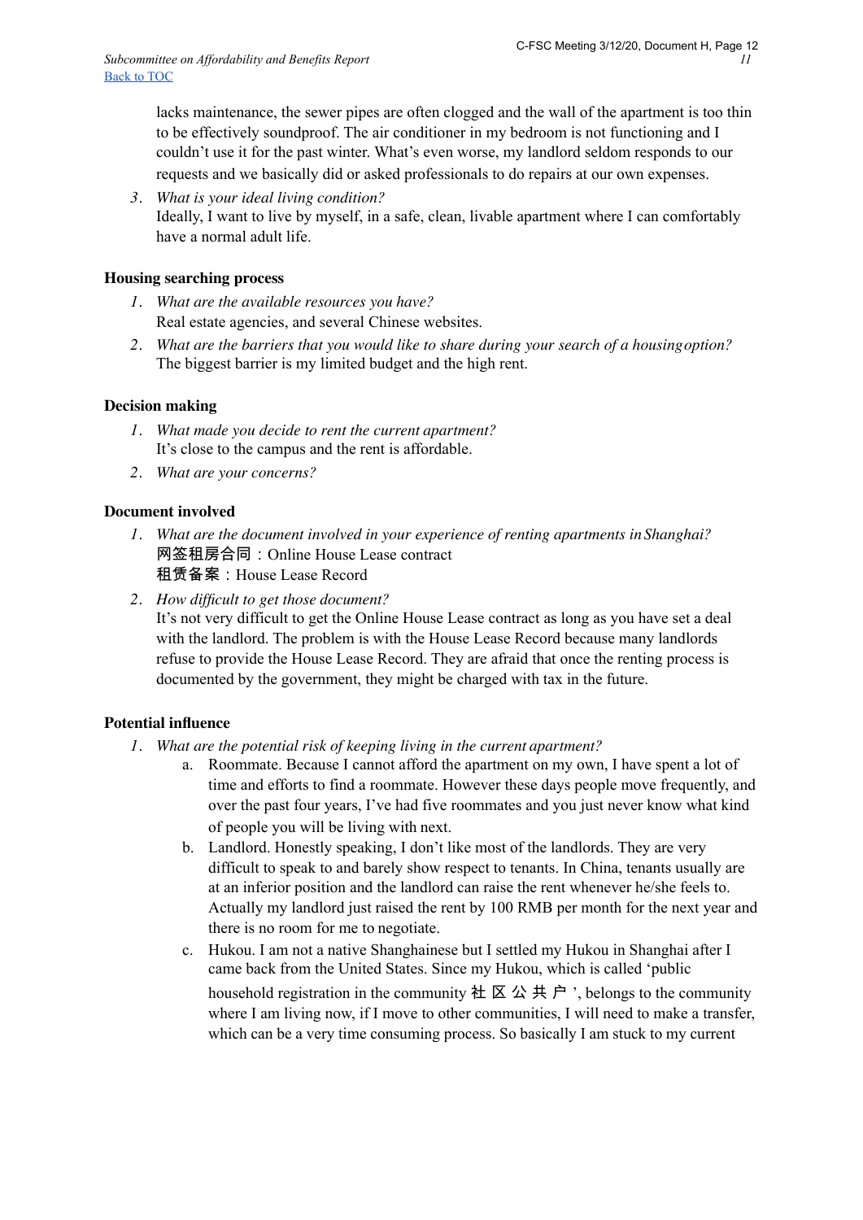lacks maintenance, the sewer pipes are often clogged and the wall of the apartment is too thin to be effectively soundproof. The air conditioner in my bedroom is not functioning and I couldn't use it for the past winter. What's even worse, my landlord seldom responds to our requests and we basically did or asked professionals to do repairs at our own expenses.

3. *What is your ideal living condition?*
   Ideally, I want to live by myself, in a safe, clean, livable apartment where I can comfortably have a normal adult life.

**Housing searching process**

1. *What are the available resources you have?*
   Real estate agencies, and several Chinese websites.
2. *What are the barriers that you would like to share during your search of a housing option?*
   The biggest barrier is my limited budget and the high rent.

**Decision making**

1. *What made you decide to rent the current apartment?*
   It's close to the campus and the rent is affordable.
2. *What are your concerns?*

**Document involved**

1. *What are the document involved in your experience of renting apartments in Shanghai?*
   网签租房合同：Online House Lease contract
   租赁备案：House Lease Record
2. *How difficult to get those document?*
   It's not very difficult to get the Online House Lease contract as long as you have set a deal with the landlord. The problem is with the House Lease Record because many landlords refuse to provide the House Lease Record. They are afraid that once the renting process is documented by the government, they might be charged with tax in the future.

**Potential influence**

1. *What are the potential risk of keeping living in the current apartment?*
   a. Roommate. Because I cannot afford the apartment on my own, I have spent a lot of time and efforts to find a roommate. However these days people move frequently, and over the past four years, I've had five roommates and you just never know what kind of people you will be living with next.
   b. Landlord. Honestly speaking, I don't like most of the landlords. They are very difficult to speak to and barely show respect to tenants. In China, tenants usually are at an inferior position and the landlord can raise the rent whenever he/she feels to. Actually my landlord just raised the rent by 100 RMB per month for the next year and there is no room for me to negotiate.
   c. Hukou. I am not a native Shanghainese but I settled my Hukou in Shanghai after I came back from the United States. Since my Hukou, which is called 'public household registration in the community 社区公共户', belongs to the community where I am living now, if I move to other communities, I will need to make a transfer, which can be a very time consuming process. So basically I am stuck to my current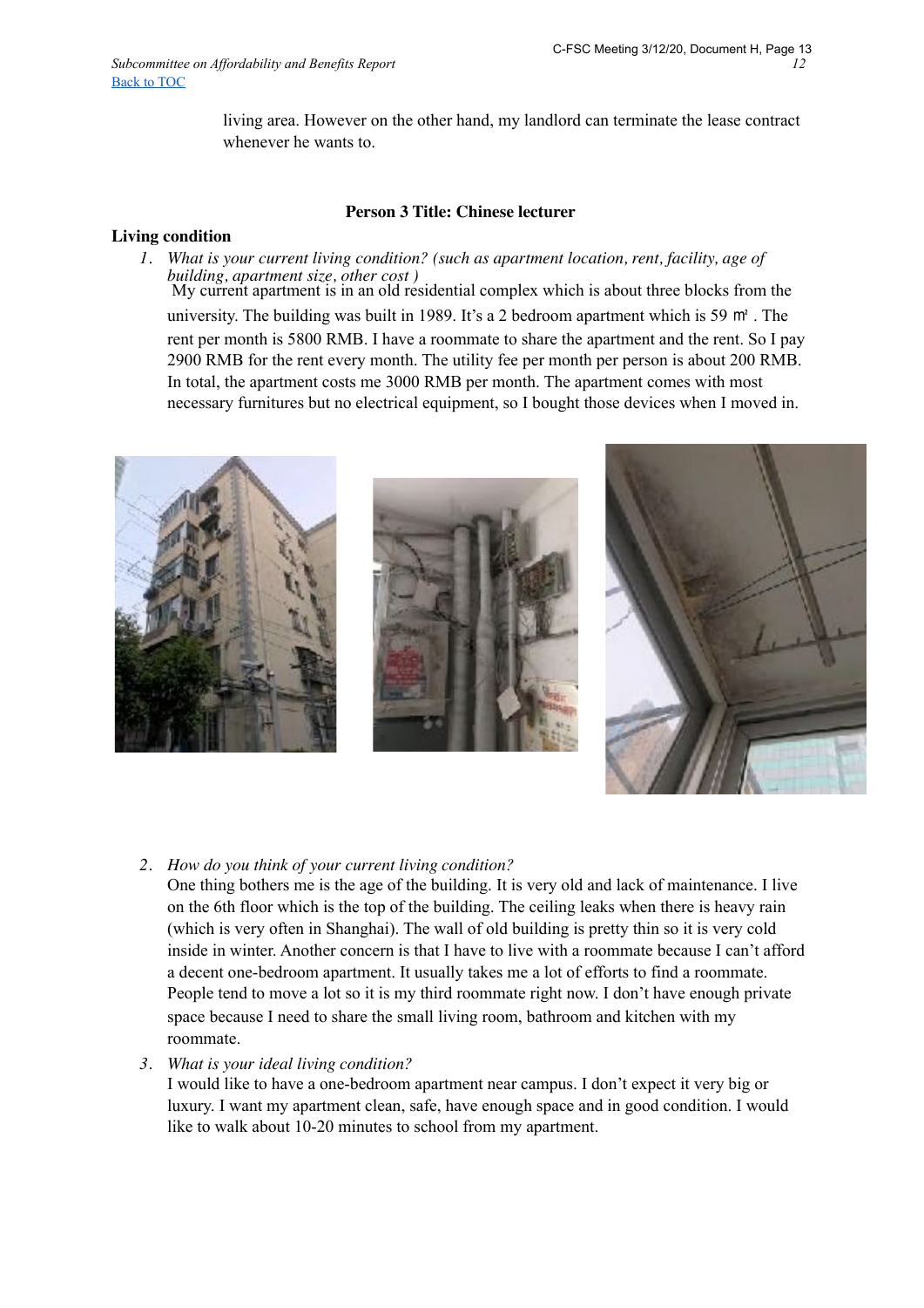living area. However on the other hand, my landlord can terminate the lease contract whenever he wants to.

**Person 3 Title: Chinese lecturer**

**Living condition**

1. *What is your current living condition? (such as apartment location, rent, facility, age of building, apartment size, other cost )*
   My current apartment is in an old residential complex which is about three blocks from the university. The building was built in 1989. It's a 2 bedroom apartment which is 59 ㎡ . The rent per month is 5800 RMB. I have a roommate to share the apartment and the rent. So I pay 2900 RMB for the rent every month. The utility fee per month per person is about 200 RMB. In total, the apartment costs me 3000 RMB per month. The apartment comes with most necessary furnitures but no electrical equipment, so I bought those devices when I moved in.

2. *How do you think of your current living condition?*
   One thing bothers me is the age of the building. It is very old and lack of maintenance. I live on the 6th floor which is the top of the building. The ceiling leaks when there is heavy rain (which is very often in Shanghai). The wall of old building is pretty thin so it is very cold inside in winter. Another concern is that I have to live with a roommate because I can't afford a decent one-bedroom apartment. It usually takes me a lot of efforts to find a roommate. People tend to move a lot so it is my third roommate right now. I don't have enough private space because I need to share the small living room, bathroom and kitchen with my roommate.

3. *What is your ideal living condition?*
   I would like to have a one-bedroom apartment near campus. I don't expect it very big or luxury. I want my apartment clean, safe, have enough space and in good condition. I would like to walk about 10-20 minutes to school from my apartment.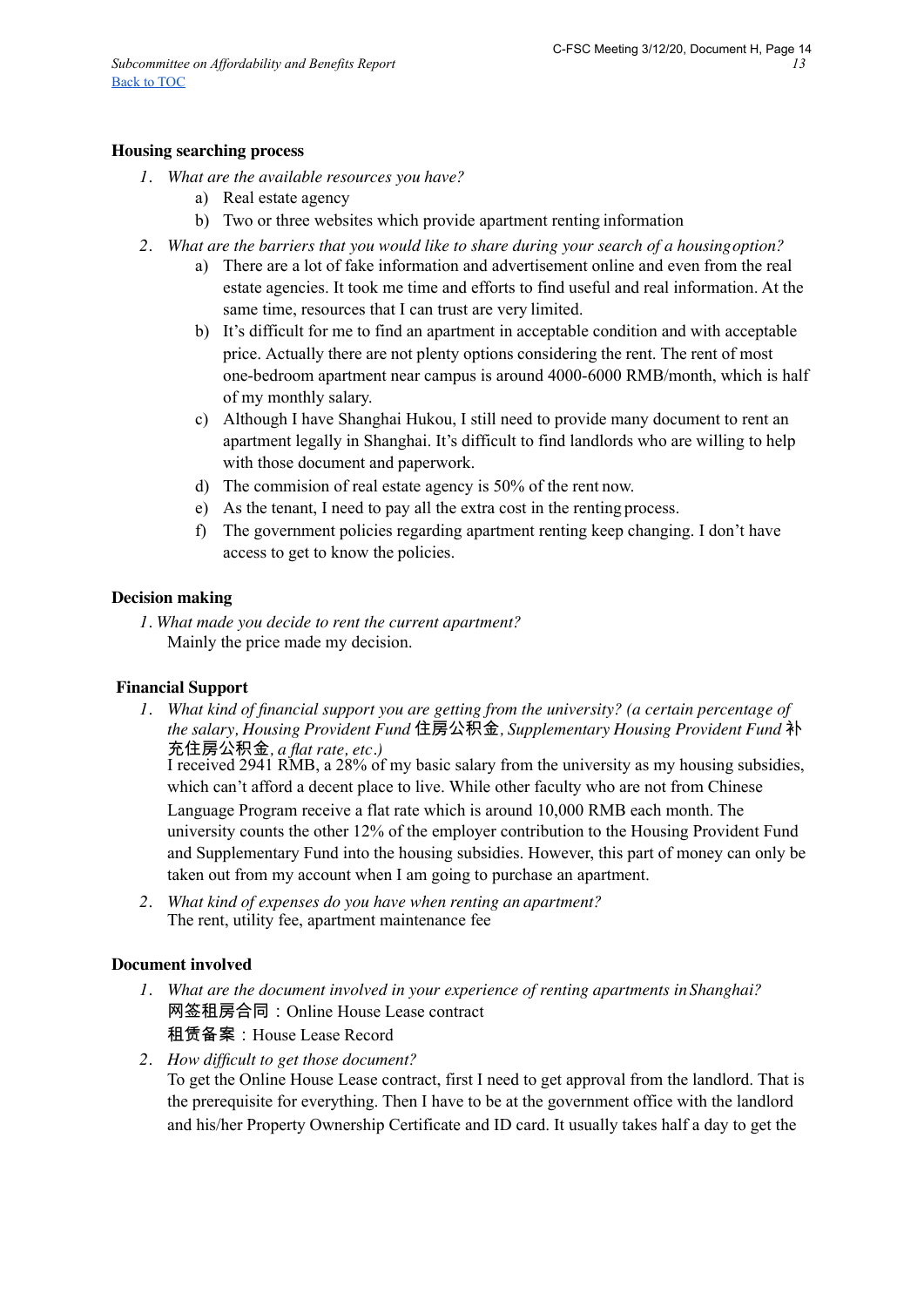**Housing searching process**

1. *What are the available resources you have?*
   a) Real estate agency
   b) Two or three websites which provide apartment renting information
2. *What are the barriers that you would like to share during your search of a housing option?*
   a) There are a lot of fake information and advertisement online and even from the real estate agencies. It took me time and efforts to find useful and real information. At the same time, resources that I can trust are very limited.
   b) It's difficult for me to find an apartment in acceptable condition and with acceptable price. Actually there are not plenty options considering the rent. The rent of most one-bedroom apartment near campus is around 4000-6000 RMB/month, which is half of my monthly salary.
   c) Although I have Shanghai Hukou, I still need to provide many document to rent an apartment legally in Shanghai. It's difficult to find landlords who are willing to help with those document and paperwork.
   d) The commision of real estate agency is 50% of the rent now.
   e) As the tenant, I need to pay all the extra cost in the renting process.
   f) The government policies regarding apartment renting keep changing. I don't have access to get to know the policies.

**Decision making**

1. *What made you decide to rent the current apartment?*
   Mainly the price made my decision.

**Financial Support**

1. *What kind of financial support you are getting from the university? (a certain percentage of the salary, Housing Provident Fund* 住房公积金*, Supplementary Housing Provident Fund* 补充住房公积金*, a flat rate, etc.)*
   I received 2941 RMB, a 28% of my basic salary from the university as my housing subsidies, which can't afford a decent place to live. While other faculty who are not from Chinese Language Program receive a flat rate which is around 10,000 RMB each month. The university counts the other 12% of the employer contribution to the Housing Provident Fund and Supplementary Fund into the housing subsidies. However, this part of money can only be taken out from my account when I am going to purchase an apartment.
2. *What kind of expenses do you have when renting an apartment?*
   The rent, utility fee, apartment maintenance fee

**Document involved**

1. *What are the document involved in your experience of renting apartments in Shanghai?*
   网签租房合同：Online House Lease contract
   租赁备案：House Lease Record
2. *How difficult to get those document?*
   To get the Online House Lease contract, first I need to get approval from the landlord. That is the prerequisite for everything. Then I have to be at the government office with the landlord and his/her Property Ownership Certificate and ID card. It usually takes half a day to get the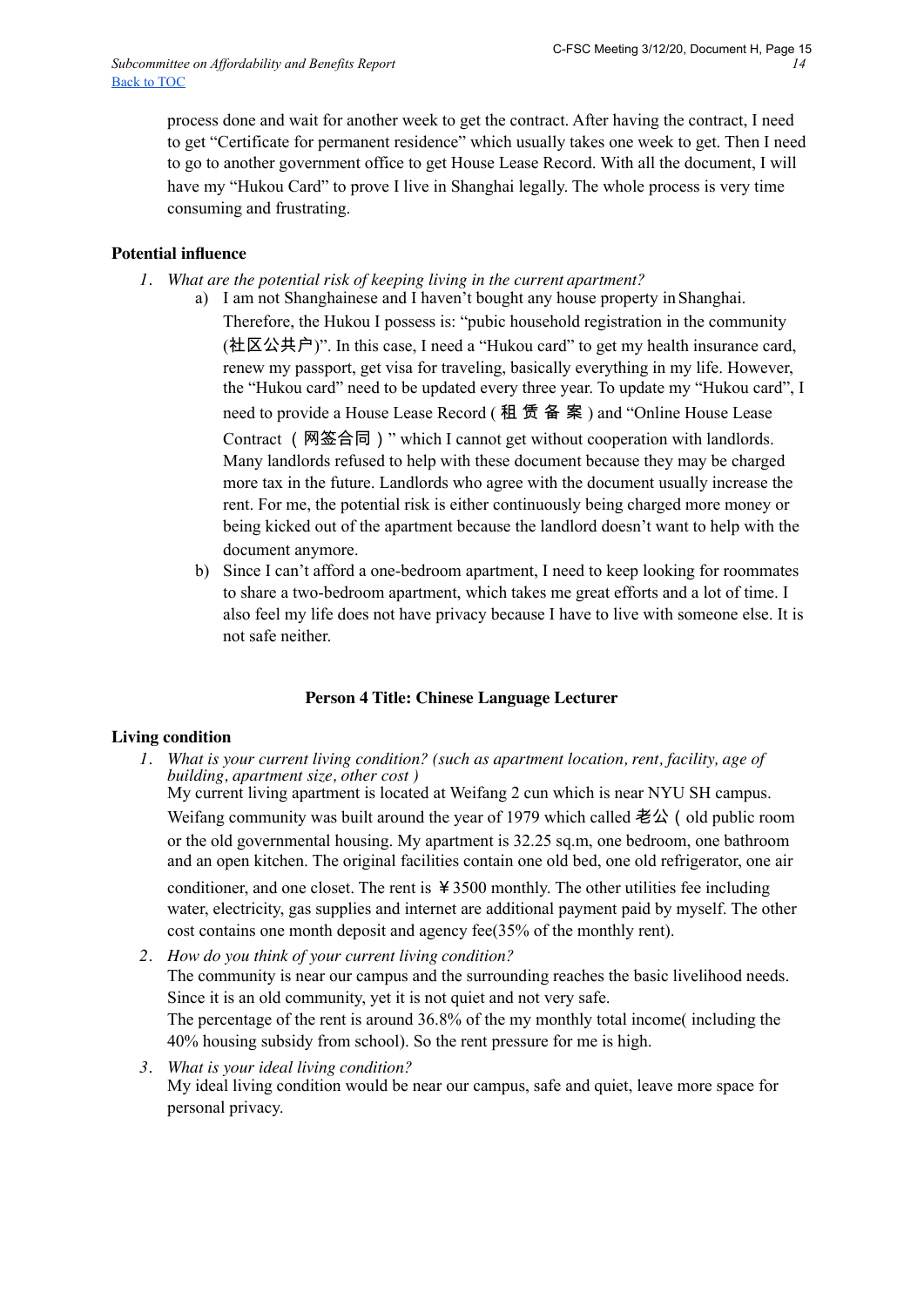process done and wait for another week to get the contract. After having the contract, I need to get "Certificate for permanent residence" which usually takes one week to get. Then I need to go to another government office to get House Lease Record. With all the document, I will have my "Hukou Card" to prove I live in Shanghai legally. The whole process is very time consuming and frustrating.

**Potential influence**

1. *What are the potential risk of keeping living in the current apartment?*
   a) I am not Shanghainese and I haven't bought any house property in Shanghai. Therefore, the Hukou I possess is: "pubic household registration in the community (社区公共户)". In this case, I need a "Hukou card" to get my health insurance card, renew my passport, get visa for traveling, basically everything in my life. However, the "Hukou card" need to be updated every three year. To update my "Hukou card", I need to provide a House Lease Record ( 租 赁 备 案 ) and "Online House Lease Contract （网签合同）" which I cannot get without cooperation with landlords. Many landlords refused to help with these document because they may be charged more tax in the future. Landlords who agree with the document usually increase the rent. For me, the potential risk is either continuously being charged more money or being kicked out of the apartment because the landlord doesn't want to help with the document anymore.
   b) Since I can't afford a one-bedroom apartment, I need to keep looking for roommates to share a two-bedroom apartment, which takes me great efforts and a lot of time. I also feel my life does not have privacy because I have to live with someone else. It is not safe neither.

**Person 4 Title: Chinese Language Lecturer**

**Living condition**

1. *What is your current living condition? (such as apartment location, rent, facility, age of building, apartment size, other cost )*
   My current living apartment is located at Weifang 2 cun which is near NYU SH campus. Weifang community was built around the year of 1979 which called 老公（old public room or the old governmental housing. My apartment is 32.25 sq.m, one bedroom, one bathroom and an open kitchen. The original facilities contain one old bed, one old refrigerator, one air conditioner, and one closet. The rent is ￥3500 monthly. The other utilities fee including water, electricity, gas supplies and internet are additional payment paid by myself. The other cost contains one month deposit and agency fee(35% of the monthly rent).
2. *How do you think of your current living condition?*
   The community is near our campus and the surrounding reaches the basic livelihood needs. Since it is an old community, yet it is not quiet and not very safe.
   The percentage of the rent is around 36.8% of the my monthly total income( including the 40% housing subsidy from school). So the rent pressure for me is high.
3. *What is your ideal living condition?*
   My ideal living condition would be near our campus, safe and quiet, leave more space for personal privacy.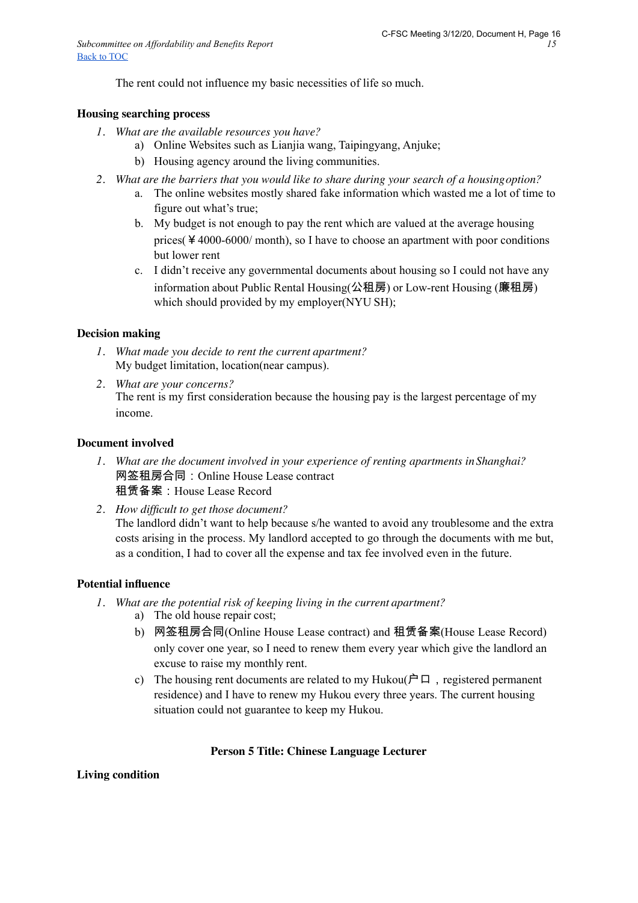The rent could not influence my basic necessities of life so much.

**Housing searching process**

1. *What are the available resources you have?*
    a) Online Websites such as Lianjia wang, Taipingyang, Anjuke;
    b) Housing agency around the living communities.
2. *What are the barriers that you would like to share during your search of a housing option?*
    a. The online websites mostly shared fake information which wasted me a lot of time to figure out what's true;
    b. My budget is not enough to pay the rent which are valued at the average housing prices(￥4000-6000/ month), so I have to choose an apartment with poor conditions but lower rent
    c. I didn't receive any governmental documents about housing so I could not have any information about Public Rental Housing(公租房) or Low-rent Housing (廉租房) which should provided by my employer(NYU SH);

**Decision making**

1. *What made you decide to rent the current apartment?*
   My budget limitation, location(near campus).
2. *What are your concerns?*
   The rent is my first consideration because the housing pay is the largest percentage of my income.

**Document involved**

1. *What are the document involved in your experience of renting apartments in Shanghai?*
   网签租房合同：Online House Lease contract
   租赁备案：House Lease Record
2. *How difficult to get those document?*
   The landlord didn't want to help because s/he wanted to avoid any troublesome and the extra costs arising in the process. My landlord accepted to go through the documents with me but, as a condition, I had to cover all the expense and tax fee involved even in the future.

**Potential influence**

1. *What are the potential risk of keeping living in the current apartment?*
    a) The old house repair cost;
    b) 网签租房合同(Online House Lease contract) and 租赁备案(House Lease Record) only cover one year, so I need to renew them every year which give the landlord an excuse to raise my monthly rent.
    c) The housing rent documents are related to my Hukou(户口，registered permanent residence) and I have to renew my Hukou every three years. The current housing situation could not guarantee to keep my Hukou.

**Person 5 Title: Chinese Language Lecturer**

**Living condition**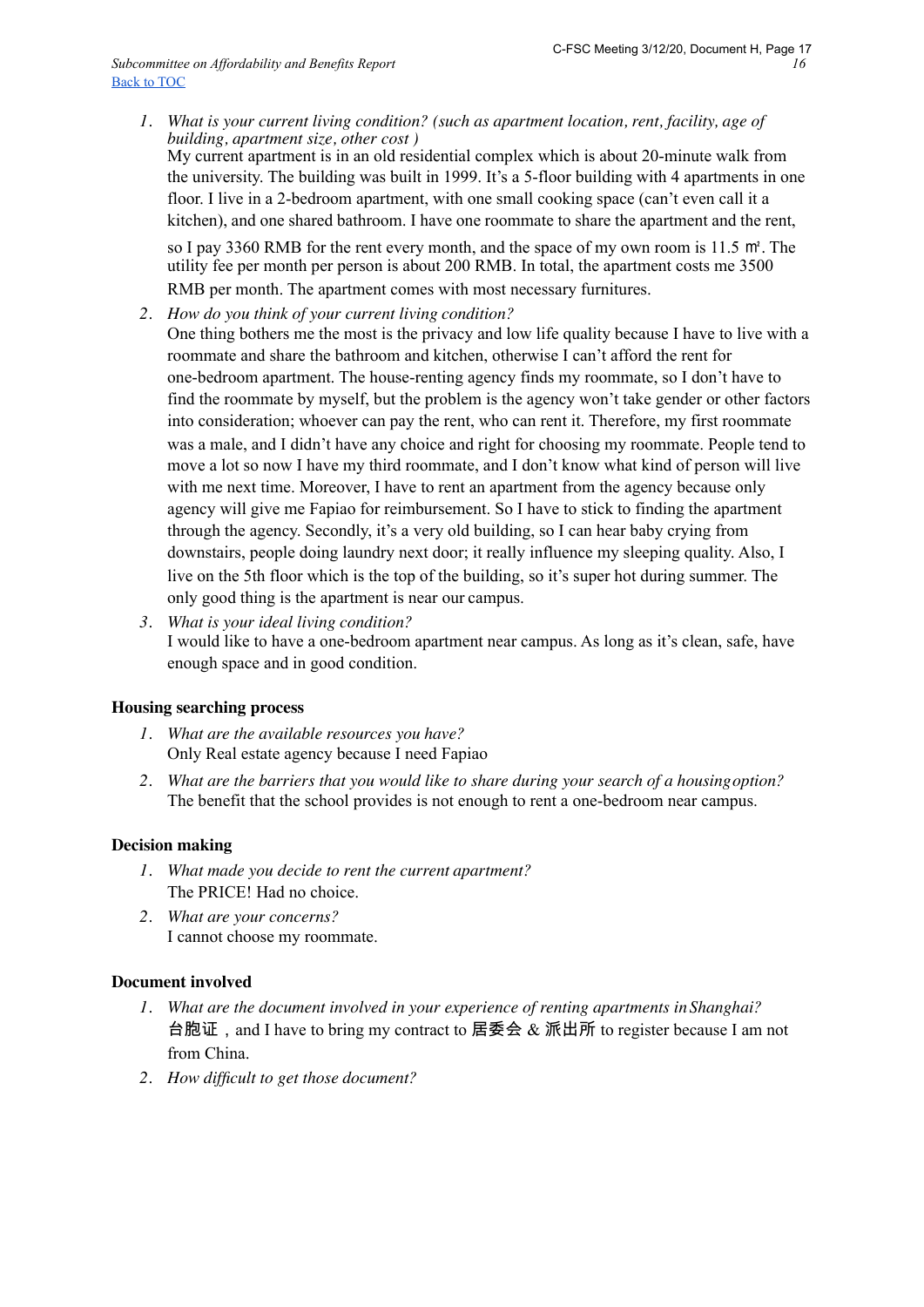1. *What is your current living condition? (such as apartment location, rent, facility, age of building, apartment size, other cost )*
   My current apartment is in an old residential complex which is about 20-minute walk from the university. The building was built in 1999. It's a 5-floor building with 4 apartments in one floor. I live in a 2-bedroom apartment, with one small cooking space (can't even call it a kitchen), and one shared bathroom. I have one roommate to share the apartment and the rent, so I pay 3360 RMB for the rent every month, and the space of my own room is 11.5 ㎡. The utility fee per month per person is about 200 RMB. In total, the apartment costs me 3500 RMB per month. The apartment comes with most necessary furnitures.
2. *How do you think of your current living condition?*
   One thing bothers me the most is the privacy and low life quality because I have to live with a roommate and share the bathroom and kitchen, otherwise I can't afford the rent for one-bedroom apartment. The house-renting agency finds my roommate, so I don't have to find the roommate by myself, but the problem is the agency won't take gender or other factors into consideration; whoever can pay the rent, who can rent it. Therefore, my first roommate was a male, and I didn't have any choice and right for choosing my roommate. People tend to move a lot so now I have my third roommate, and I don't know what kind of person will live with me next time. Moreover, I have to rent an apartment from the agency because only agency will give me Fapiao for reimbursement. So I have to stick to finding the apartment through the agency. Secondly, it's a very old building, so I can hear baby crying from downstairs, people doing laundry next door; it really influence my sleeping quality. Also, I live on the 5th floor which is the top of the building, so it's super hot during summer. The only good thing is the apartment is near our campus.
3. *What is your ideal living condition?*
   I would like to have a one-bedroom apartment near campus. As long as it's clean, safe, have enough space and in good condition.

**Housing searching process**

1. *What are the available resources you have?*
   Only Real estate agency because I need Fapiao
2. *What are the barriers that you would like to share during your search of a housing option?*
   The benefit that the school provides is not enough to rent a one-bedroom near campus.

**Decision making**

1. *What made you decide to rent the current apartment?*
   The PRICE! Had no choice.
2. *What are your concerns?*
   I cannot choose my roommate.

**Document involved**

1. *What are the document involved in your experience of renting apartments in Shanghai?*
   台胞证，and I have to bring my contract to 居委会 & 派出所 to register because I am not from China.
2. *How difficult to get those document?*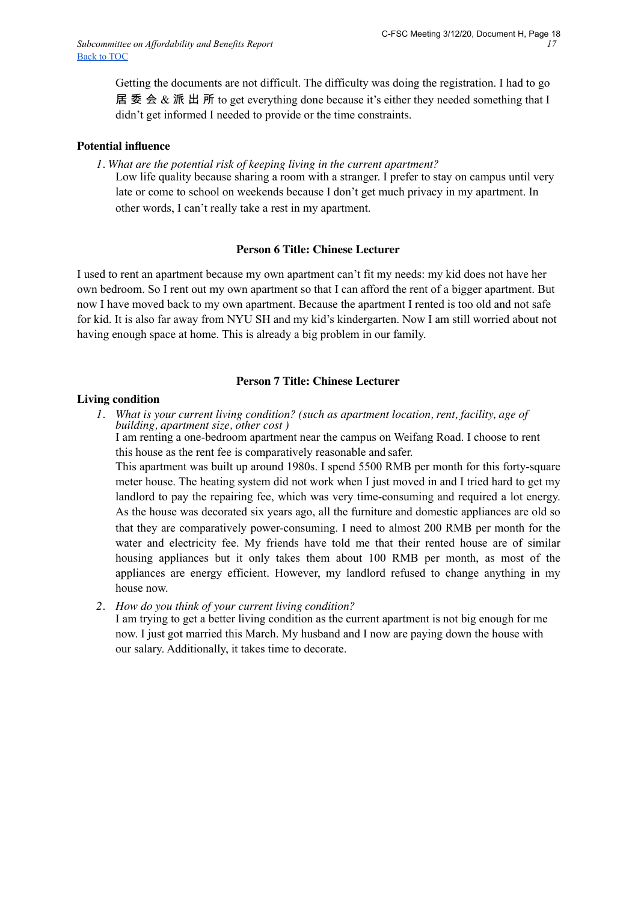Getting the documents are not difficult. The difficulty was doing the registration. I had to go 居委会 & 派出所 to get everything done because it's either they needed something that I didn't get informed I needed to provide or the time constraints.

**Potential influence**

1. *What are the potential risk of keeping living in the current apartment?*
   Low life quality because sharing a room with a stranger. I prefer to stay on campus until very late or come to school on weekends because I don't get much privacy in my apartment. In other words, I can't really take a rest in my apartment.

**Person 6 Title: Chinese Lecturer**

I used to rent an apartment because my own apartment can't fit my needs: my kid does not have her own bedroom. So I rent out my own apartment so that I can afford the rent of a bigger apartment. But now I have moved back to my own apartment. Because the apartment I rented is too old and not safe for kid. It is also far away from NYU SH and my kid's kindergarten. Now I am still worried about not having enough space at home. This is already a big problem in our family.

**Person 7 Title: Chinese Lecturer**

**Living condition**

1. *What is your current living condition? (such as apartment location, rent, facility, age of building, apartment size, other cost )*
   I am renting a one-bedroom apartment near the campus on Weifang Road. I choose to rent this house as the rent fee is comparatively reasonable and safer.
   This apartment was built up around 1980s. I spend 5500 RMB per month for this forty-square meter house. The heating system did not work when I just moved in and I tried hard to get my landlord to pay the repairing fee, which was very time-consuming and required a lot energy. As the house was decorated six years ago, all the furniture and domestic appliances are old so that they are comparatively power-consuming. I need to almost 200 RMB per month for the water and electricity fee. My friends have told me that their rented house are of similar housing appliances but it only takes them about 100 RMB per month, as most of the appliances are energy efficient. However, my landlord refused to change anything in my house now.
2. *How do you think of your current living condition?*
   I am trying to get a better living condition as the current apartment is not big enough for me now. I just got married this March. My husband and I now are paying down the house with our salary. Additionally, it takes time to decorate.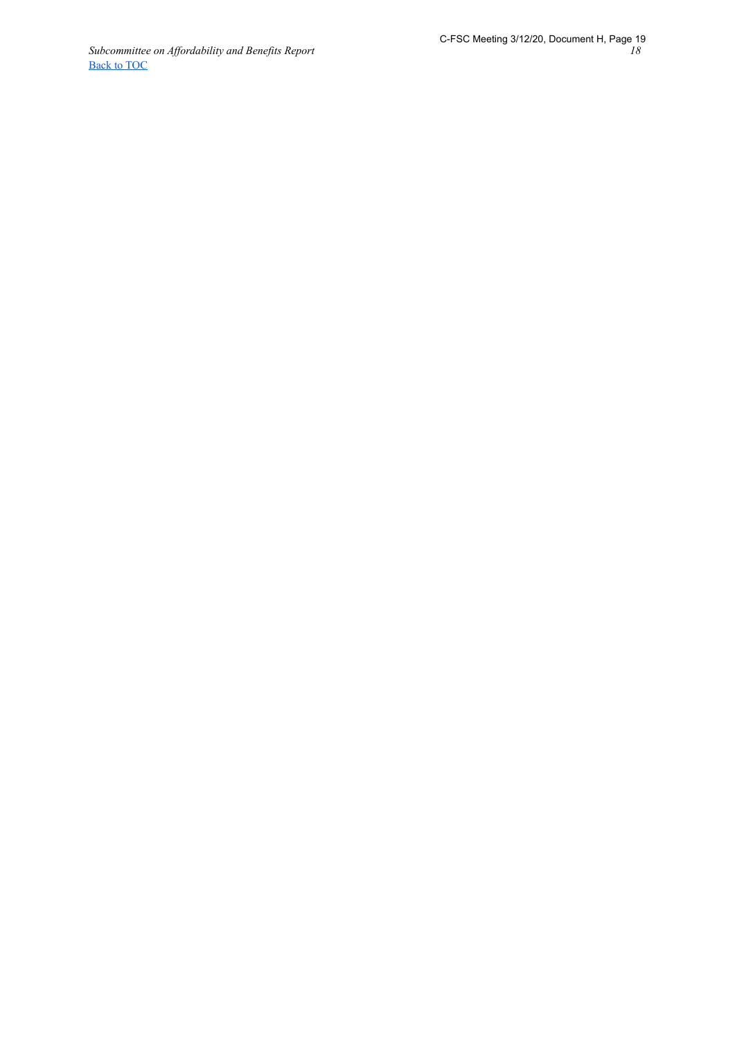[Back to TOC]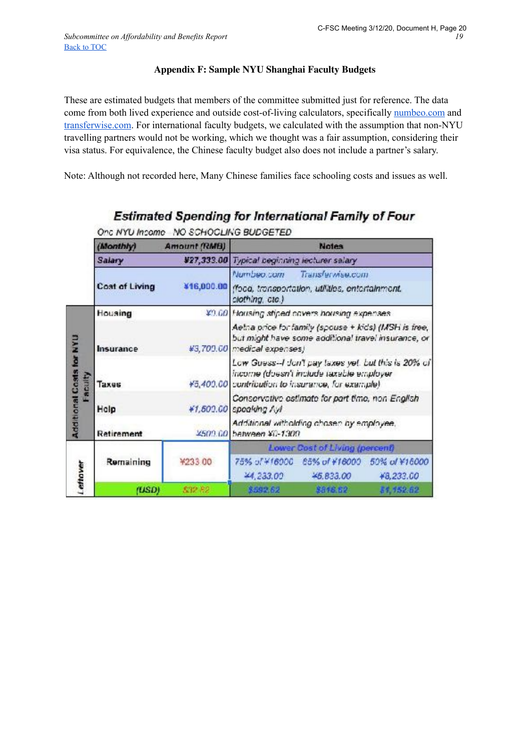Subcommittee on Affordability and Benefits Report
Back to TOC

### Appendix F: Sample NYU Shanghai Faculty Budgets

These are estimated budgets that members of the committee submitted just for reference. The data come from both lived experience and outside cost-of-living calculators, specifically numbeo.com and transferwise.com. For international faculty budgets, we calculated with the assumption that non-NYU travelling partners would not be working, which we thought was a fair assumption, considering their visa status. For equivalence, the Chinese faculty budget also does not include a partner's salary.

Note: Although not recorded here, Many Chinese families face schooling costs and issues as well.

**Estimated Spending for International Family of Four**

One NYU Income NO SCHOOLING BUDGETED

| | (Monthly) | Amount (RMB) | Notes | | |
|---|---|---|---|---|---|
| | Salary | ¥27,333.00 | Typical beginning lecturer salary | | |
| | Cost of Living | ¥16,000.00 | Numbeo.com Transferwise.com (food, transportation, utilities, entertainment, clothing, etc.) | | |
| Additional Costs for NYU Faculty | Housing | ¥0.00 | Housing stiped covers housing expenses | | |
| | Insurance | ¥3,700.00 | Aetna price for family (spouse + kids) (NYSH is free, but might have some additional travel insurance, or medical expenses) | | |
| | Taxes | ¥5,400.00 | Low Guess--I don't pay taxes yet, but this is 20% of income (doesn't include taxable employer contribution to insurance, for example) | | |
| | Help | ¥1,600.00 | Conservative estimate for part time, non English speaking Ayi | | |
| | Retirement | ¥500.00 | Additional witholding chosen by employee, between ¥0-1300 | | |
| Leftover | Remaining | ¥233.00 | Lower Cost of Living (percent) | | |
| | | | 75% of ¥16000 | 65% of ¥16000 | 50% of ¥16000 |
| | | | ¥4,233.00 | ¥5,833.00 | ¥8,233.00 |
| | (USD) | $32.82 | $592.62 | $816.62 | $1,152.62 |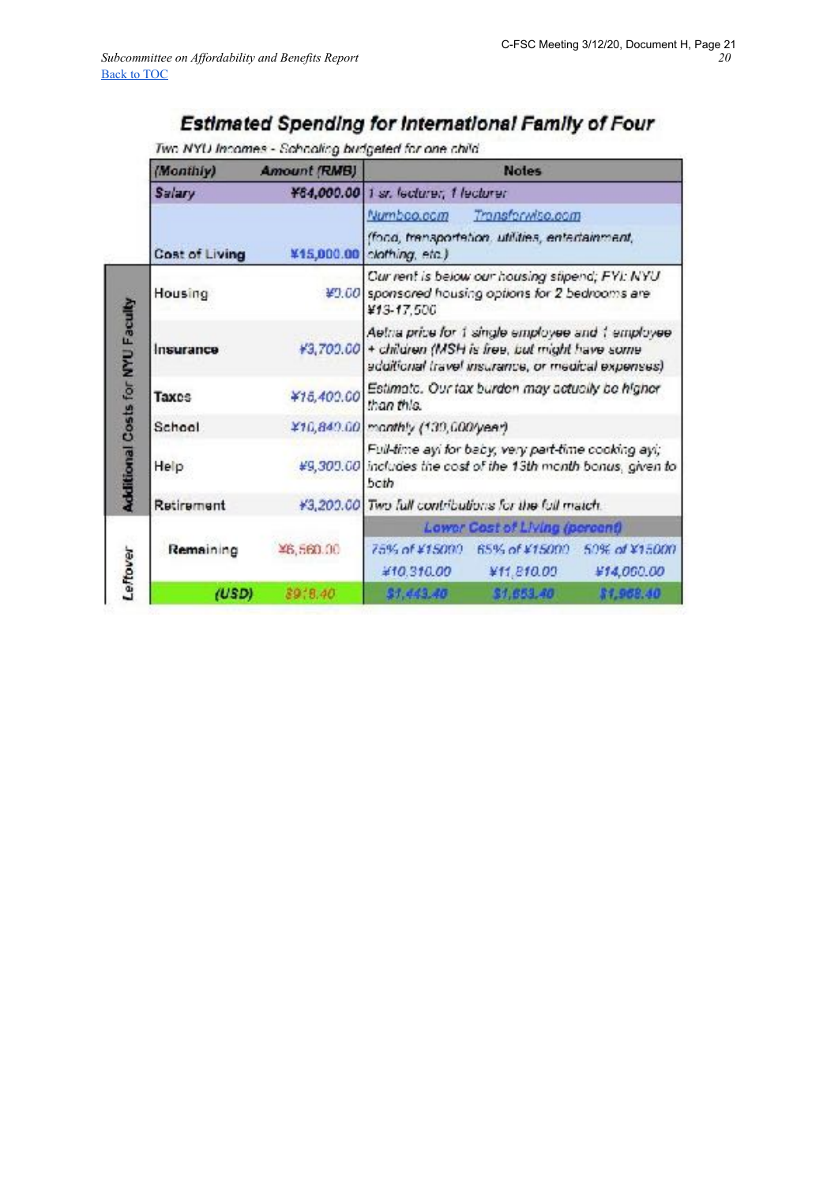*Subcommittee on Affordability and Benefits Report*
[Back to TOC](#)

## Estimated Spending for International Family of Four

*Two NYU Incomes - Schooling budgeted for one child*

| | (Monthly) | Amount (RMB) | Notes | | |
|---|---|---|---|---|---|
| | **Salary** | **¥84,000.00** | 1 sr. lecturer, 1 lecturer | | |
| | **Cost of Living** | **¥15,000.00** | Numbeo.com Transferwise.com (food, transportation, utilities, entertainment, clothing, etc.) | | |
| **Additional Costs for NYU Faculty** | Housing | ¥0.00 | Our rent is below our housing stipend; FYI: NYU sponsored housing options for 2 bedrooms are ¥13-17,500 | | |
| | Insurance | ¥3,700.00 | Aetna price for 1 single employee and 1 employee + children (MSH is free, but might have some additional travel insurance, or medical expenses) | | |
| | Taxes | ¥16,400.00 | Estimate. Our tax burden may actually be higher than this. | | |
| | School | ¥10,840.00 | monthly (130,000/year) | | |
| | Help | ¥9,300.00 | Full-time ayi for baby, very part-time cooking ayi; includes the cost of the 13th month bonus, given to both | | |
| | Retirement | ¥3,200.00 | Two full contributions for the full match. | | |
| **Leftover** | | | **Lower Cost of Living (percent)** | | |
| | **Remaining** | ¥6,560.00 | 75% of ¥15000 | 65% of ¥15000 | 50% of ¥15000 |
| | | | ¥10,310.00 | ¥11,810.00 | ¥14,060.00 |
| | **(USD)** | $918.40 | $1,443.40 | $1,653.40 | $1,968.40 |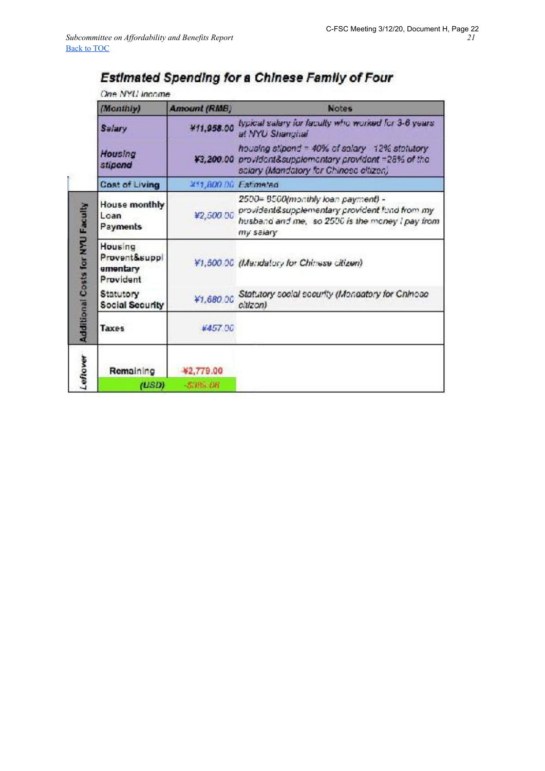# Estimated Spending for a Chinese Family of Four

*One NYU income*

| | (Monthly) | Amount (RMB) | Notes |
|---|---|---|---|
| | Salary | ¥11,958.00 | typical salary for faculty who worked for 3-6 years at NYU Shanghai |
| | Housing stipend | ¥3,200.00 | housing stipend = 40% of salary - 12% statutory provident&supplementary provident =28% of the salary (Mandatory for Chinese citizen) |
| | Cost of Living | ¥11,800.00 | Estimated |
| Additional Costs for NYU Faculty | House monthly Loan Payments | ¥2,500.00 | 2500= 8500(monthly loan payment) - provident&supplementary provident fund from my husband and me, so 2500 is the money I pay from my salary |
| | Housing Provent&supplementary Provident | ¥1,500.00 | (Mandatory for Chinese citizen) |
| | Statutory Social Security | ¥1,680.00 | Statutory social security (Mandatory for Chinese citizen) |
| | Taxes | ¥457.00 | |
| Leftover | Remaining | -¥2,779.00 | |
| | (USD) | -$395.06 | |